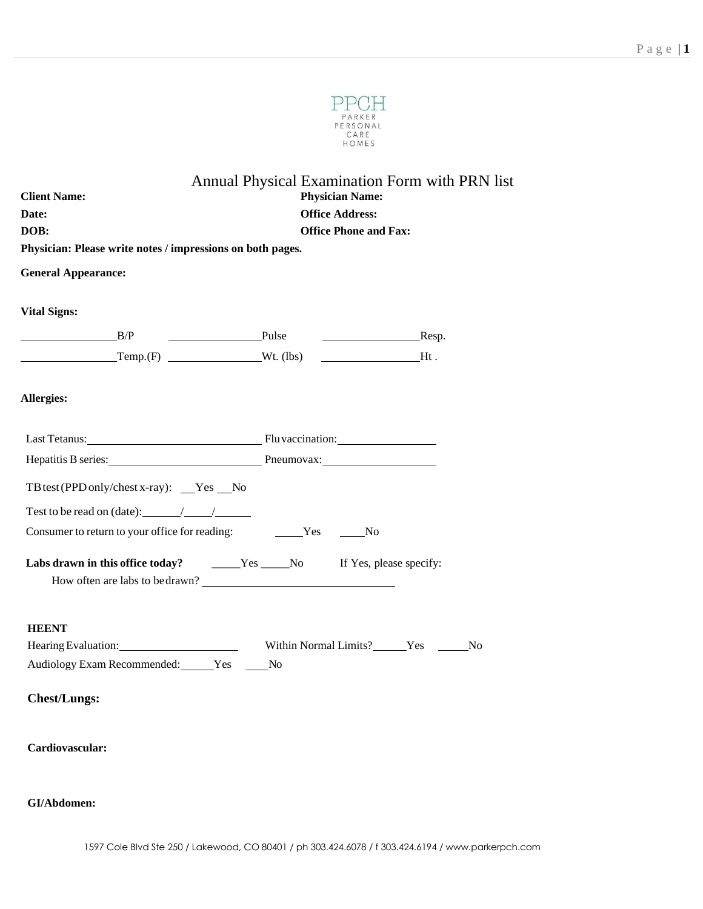PPCH
PARKER PERSONAL CARE HOMES

# Annual Physical Examination Form with PRN list

**Client Name:** **Physician Name:**

**Date:** **Office Address:**

**DOB:** **Office Phone and Fax:**

**Physician: Please write notes / impressions on both pages.**

**General Appearance:**

**Vital Signs:**

________ B/P ________ Pulse ________ Resp.

________ Temp.(F) ________ Wt. (lbs) ________ Ht .

**Allergies:**

Last Tetanus: ________ Flu vaccination: ________

Hepatitis B series: ________ Pneumovax: ________

TB test (PPD only/chest x-ray): __ Yes __ No

Test to be read on (date): ____/____/____

Consumer to return to your office for reading: ____ Yes ____ No

**Labs drawn in this office today?** ____ Yes ____ No If Yes, please specify:

How often are labs to be drawn? ________

**HEENT**

Hearing Evaluation: ________ Within Normal Limits? ____ Yes ____ No

Audiology Exam Recommended: ____ Yes ____ No

**Chest/Lungs:**

**Cardiovascular:**

**GI/Abdomen:**

1597 Cole Blvd Ste 250 / Lakewood, CO 80401 / ph 303.424.6078 / f 303.424.6194 / www.parkerpch.com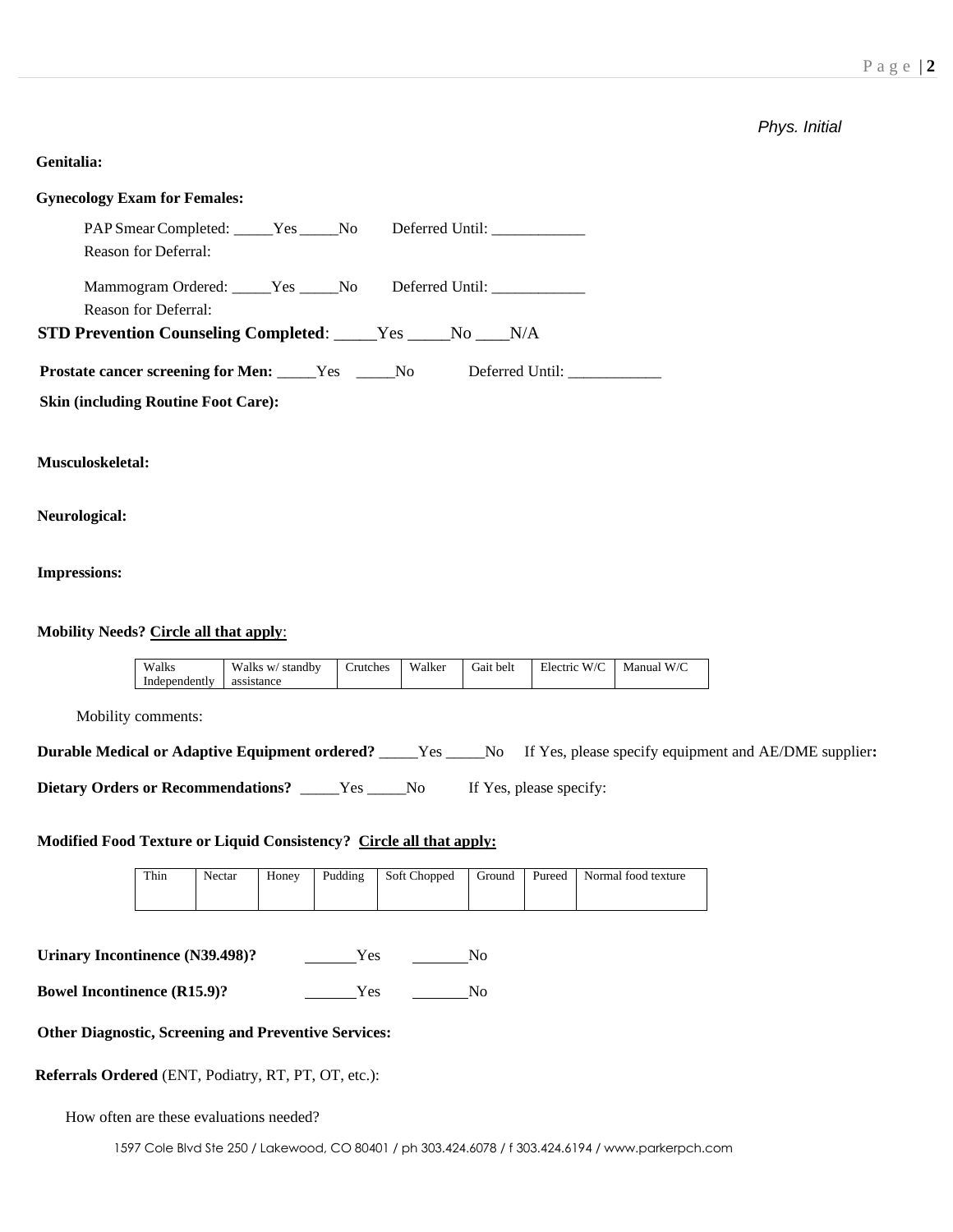*Phys. Initial*

**Genitalia:**

**Gynecology Exam for Females:**

PAP Smear Completed: _____Yes _____No Deferred Until: ____________
Reason for Deferral:

Mammogram Ordered: _____Yes _____No Deferred Until: ____________
Reason for Deferral:

**STD Prevention Counseling Completed**: _____Yes _____No ____N/A

**Prostate cancer screening for Men:** _____Yes _____No Deferred Until: ____________

**Skin (including Routine Foot Care):**

**Musculoskeletal:**

**Neurological:**

**Impressions:**

**Mobility Needs? Circle all that apply**:

| Walks Independently | Walks w/ standby assistance | Crutches | Walker | Gait belt | Electric W/C | Manual W/C |
|---|---|---|---|---|---|---|

Mobility comments:

**Durable Medical or Adaptive Equipment ordered?** _____Yes _____No If Yes, please specify equipment and AE/DME supplier**:**

**Dietary Orders or Recommendations?** _____Yes _____No If Yes, please specify:

**Modified Food Texture or Liquid Consistency? Circle all that apply:**

| Thin | Nectar | Honey | Pudding | Soft Chopped | Ground | Pureed | Normal food texture |
|---|---|---|---|---|---|---|---|

**Urinary Incontinence (N39.498)?** _______Yes _______No

**Bowel Incontinence (R15.9)?** _______Yes _______No

**Other Diagnostic, Screening and Preventive Services:**

**Referrals Ordered** (ENT, Podiatry, RT, PT, OT, etc.):

How often are these evaluations needed?

1597 Cole Blvd Ste 250 / Lakewood, CO 80401 / ph 303.424.6078 / f 303.424.6194 / www.parkerpch.com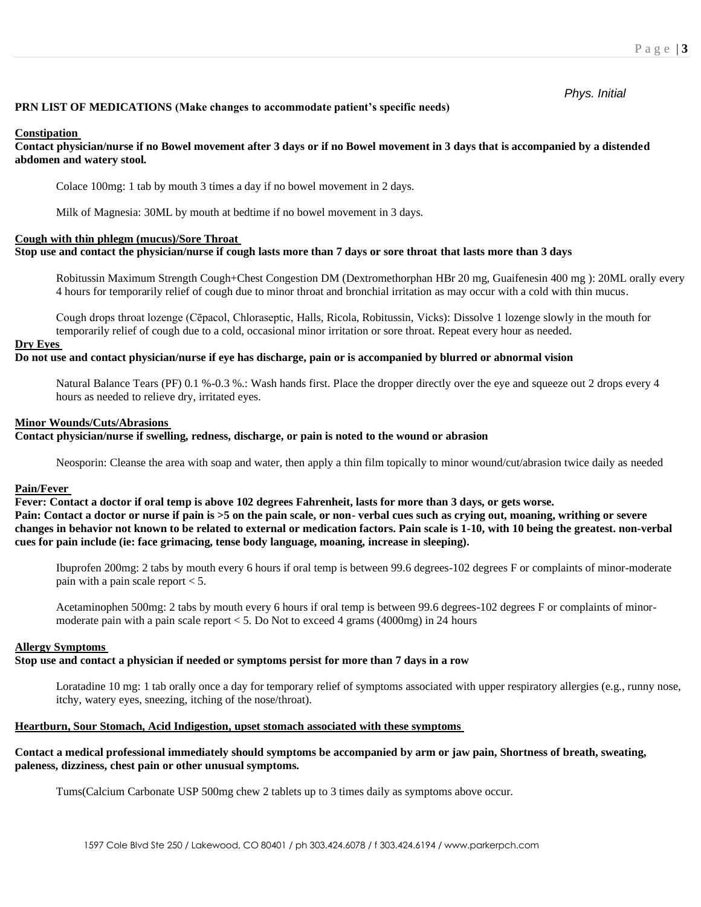*Phys. Initial*

**PRN LIST OF MEDICATIONS (Make changes to accommodate patient's specific needs)**

**Constipation**

**Contact physician/nurse if no Bowel movement after 3 days or if no Bowel movement in 3 days that is accompanied by a distended abdomen and watery stool.**

Colace 100mg: 1 tab by mouth 3 times a day if no bowel movement in 2 days.

Milk of Magnesia: 30ML by mouth at bedtime if no bowel movement in 3 days.

**Cough with thin phlegm (mucus)/Sore Throat**

**Stop use and contact the physician/nurse if cough lasts more than 7 days or sore throat that lasts more than 3 days**

Robitussin Maximum Strength Cough+Chest Congestion DM (Dextromethorphan HBr 20 mg, Guaifenesin 400 mg ): 20ML orally every 4 hours for temporarily relief of cough due to minor throat and bronchial irritation as may occur with a cold with thin mucus.

Cough drops throat lozenge (Cēpacol, Chloraseptic, Halls, Ricola, Robitussin, Vicks): Dissolve 1 lozenge slowly in the mouth for temporarily relief of cough due to a cold, occasional minor irritation or sore throat. Repeat every hour as needed.

**Dry Eyes**

**Do not use and contact physician/nurse if eye has discharge, pain or is accompanied by blurred or abnormal vision**

Natural Balance Tears (PF) 0.1 %-0.3 %.: Wash hands first. Place the dropper directly over the eye and squeeze out 2 drops every 4 hours as needed to relieve dry, irritated eyes.

**Minor Wounds/Cuts/Abrasions**

**Contact physician/nurse if swelling, redness, discharge, or pain is noted to the wound or abrasion**

Neosporin: Cleanse the area with soap and water, then apply a thin film topically to minor wound/cut/abrasion twice daily as needed

**Pain/Fever**

**Fever: Contact a doctor if oral temp is above 102 degrees Fahrenheit, lasts for more than 3 days, or gets worse.**
**Pain: Contact a doctor or nurse if pain is >5 on the pain scale, or non- verbal cues such as crying out, moaning, writhing or severe changes in behavior not known to be related to external or medication factors. Pain scale is 1-10, with 10 being the greatest. non-verbal cues for pain include (ie: face grimacing, tense body language, moaning, increase in sleeping).**

Ibuprofen 200mg: 2 tabs by mouth every 6 hours if oral temp is between 99.6 degrees-102 degrees F or complaints of minor-moderate pain with a pain scale report < 5.

Acetaminophen 500mg: 2 tabs by mouth every 6 hours if oral temp is between 99.6 degrees-102 degrees F or complaints of minor-moderate pain with a pain scale report < 5. Do Not to exceed 4 grams (4000mg) in 24 hours

**Allergy Symptoms**

**Stop use and contact a physician if needed or symptoms persist for more than 7 days in a row**

Loratadine 10 mg: 1 tab orally once a day for temporary relief of symptoms associated with upper respiratory allergies (e.g., runny nose, itchy, watery eyes, sneezing, itching of the nose/throat).

**Heartburn, Sour Stomach, Acid Indigestion, upset stomach associated with these symptoms**

**Contact a medical professional immediately should symptoms be accompanied by arm or jaw pain, Shortness of breath, sweating, paleness, dizziness, chest pain or other unusual symptoms.**

Tums(Calcium Carbonate USP 500mg chew 2 tablets up to 3 times daily as symptoms above occur.

1597 Cole Blvd Ste 250 / Lakewood, CO 80401 / ph 303.424.6078 / f 303.424.6194 / www.parkerpch.com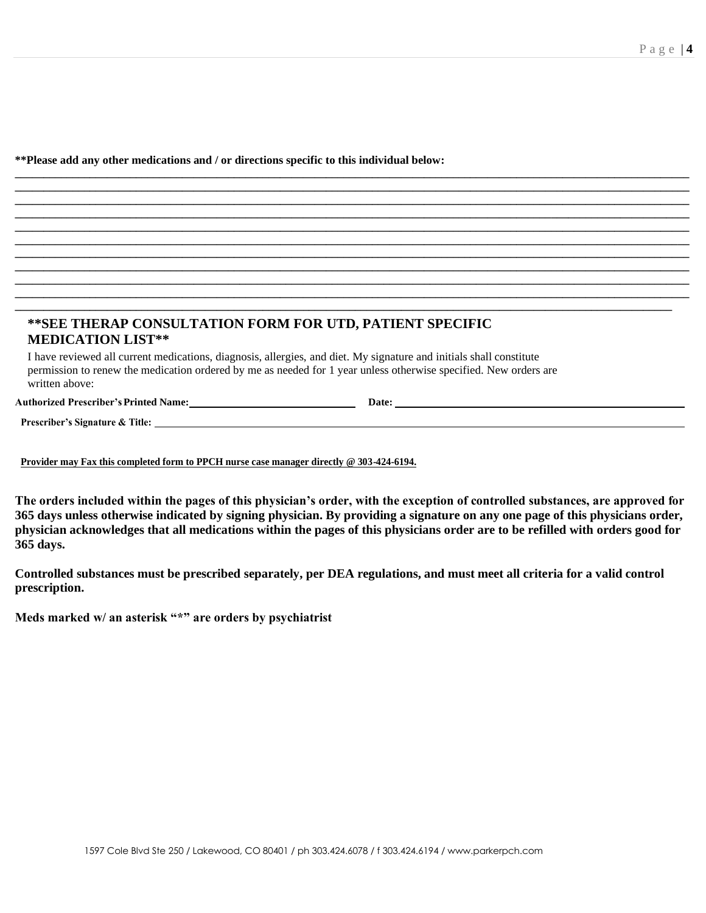**Please add any other medications and / or directions specific to this individual below:**

______________________________________________________________________________________________________
______________________________________________________________________________________________________
______________________________________________________________________________________________________
______________________________________________________________________________________________________
______________________________________________________________________________________________________
______________________________________________________________________________________________________
______________________________________________________________________________________________________
______________________________________________________________________________________________________
______________________________________________________________________________________________________
______________________________________________________________________________________________________
______________________________________________________________________________________________________

## **SEE THERAP CONSULTATION FORM FOR UTD, PATIENT SPECIFIC MEDICATION LIST**

I have reviewed all current medications, diagnosis, allergies, and diet. My signature and initials shall constitute permission to renew the medication ordered by me as needed for 1 year unless otherwise specified. New orders are written above:

**Authorized Prescriber's Printed Name:** ______________________________ **Date:** ______________________________

**Prescriber's Signature & Title:** ______________________________________________________________

**Provider may Fax this completed form to PPCH nurse case manager directly @ 303-424-6194.**

**The orders included within the pages of this physician's order, with the exception of controlled substances, are approved for 365 days unless otherwise indicated by signing physician. By providing a signature on any one page of this physicians order, physician acknowledges that all medications within the pages of this physicians order are to be refilled with orders good for 365 days.**

**Controlled substances must be prescribed separately, per DEA regulations, and must meet all criteria for a valid control prescription.**

**Meds marked w/ an asterisk "*" are orders by psychiatrist**

1597 Cole Blvd Ste 250 / Lakewood, CO 80401 / ph 303.424.6078 / f 303.424.6194 / www.parkerpch.com